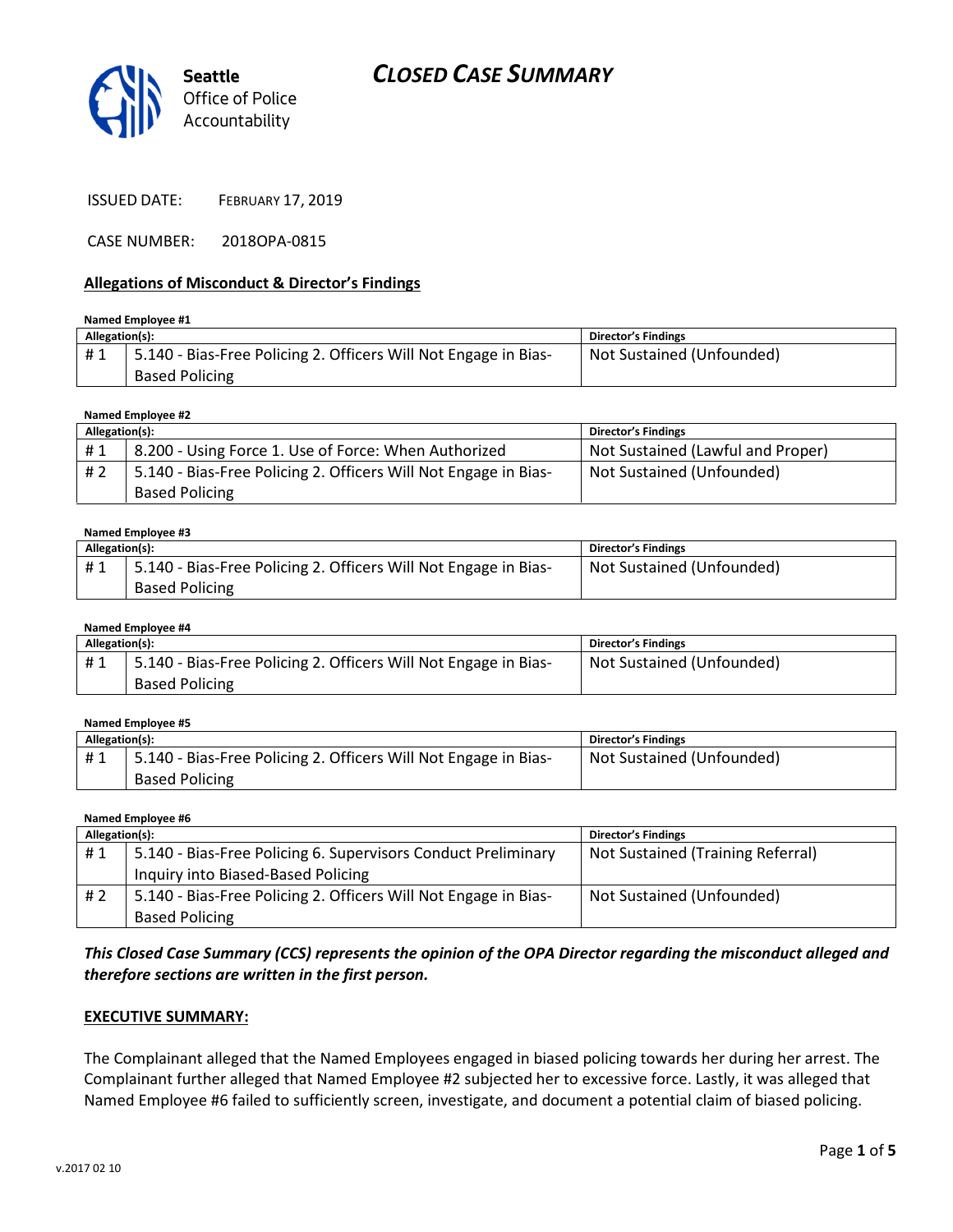# CLOSED CASE SUMMARY

Seattle Office of Police Accountability

ISSUED DATE: FEBRUARY 17, 2019

CASE NUMBER: 2018OPA-0815

## Allegations of Misconduct & Director's Findings

**Named Employee #1**

| Allegation(s): | | Director's Findings |
|---|---|---|
| # 1 | 5.140 - Bias-Free Policing 2. Officers Will Not Engage in Bias-Based Policing | Not Sustained (Unfounded) |

**Named Employee #2**

| Allegation(s): | | Director's Findings |
|---|---|---|
| # 1 | 8.200 - Using Force 1. Use of Force: When Authorized | Not Sustained (Lawful and Proper) |
| # 2 | 5.140 - Bias-Free Policing 2. Officers Will Not Engage in Bias-Based Policing | Not Sustained (Unfounded) |

**Named Employee #3**

| Allegation(s): | | Director's Findings |
|---|---|---|
| # 1 | 5.140 - Bias-Free Policing 2. Officers Will Not Engage in Bias-Based Policing | Not Sustained (Unfounded) |

**Named Employee #4**

| Allegation(s): | | Director's Findings |
|---|---|---|
| # 1 | 5.140 - Bias-Free Policing 2. Officers Will Not Engage in Bias-Based Policing | Not Sustained (Unfounded) |

**Named Employee #5**

| Allegation(s): | | Director's Findings |
|---|---|---|
| # 1 | 5.140 - Bias-Free Policing 2. Officers Will Not Engage in Bias-Based Policing | Not Sustained (Unfounded) |

**Named Employee #6**

| Allegation(s): | | Director's Findings |
|---|---|---|
| # 1 | 5.140 - Bias-Free Policing 6. Supervisors Conduct Preliminary Inquiry into Biased-Based Policing | Not Sustained (Training Referral) |
| # 2 | 5.140 - Bias-Free Policing 2. Officers Will Not Engage in Bias-Based Policing | Not Sustained (Unfounded) |

***This Closed Case Summary (CCS) represents the opinion of the OPA Director regarding the misconduct alleged and therefore sections are written in the first person.***

**EXECUTIVE SUMMARY:**

The Complainant alleged that the Named Employees engaged in biased policing towards her during her arrest. The Complainant further alleged that Named Employee #2 subjected her to excessive force. Lastly, it was alleged that Named Employee #6 failed to sufficiently screen, investigate, and document a potential claim of biased policing.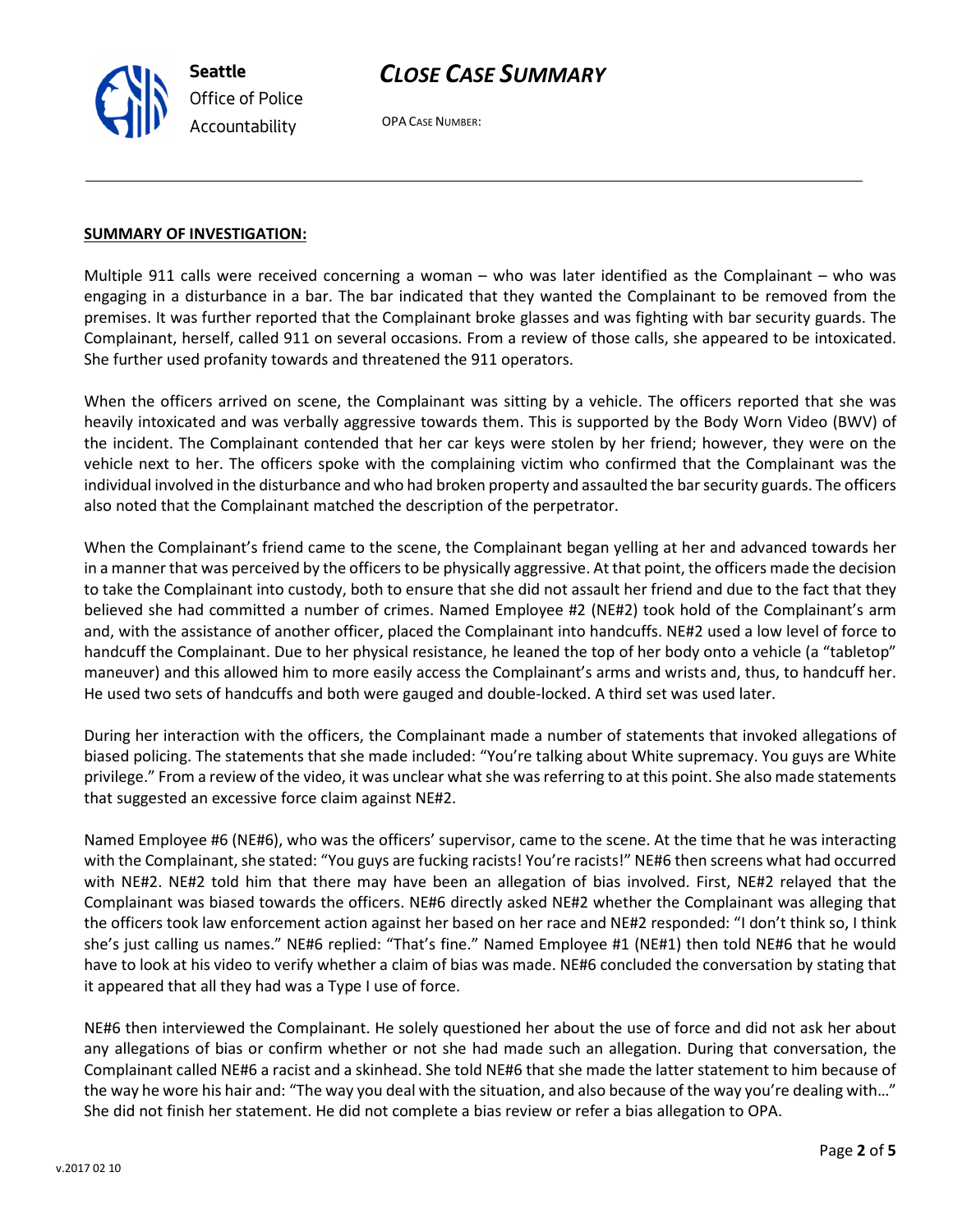**SUMMARY OF INVESTIGATION:**

Multiple 911 calls were received concerning a woman – who was later identified as the Complainant – who was engaging in a disturbance in a bar. The bar indicated that they wanted the Complainant to be removed from the premises. It was further reported that the Complainant broke glasses and was fighting with bar security guards. The Complainant, herself, called 911 on several occasions. From a review of those calls, she appeared to be intoxicated. She further used profanity towards and threatened the 911 operators.

When the officers arrived on scene, the Complainant was sitting by a vehicle. The officers reported that she was heavily intoxicated and was verbally aggressive towards them. This is supported by the Body Worn Video (BWV) of the incident. The Complainant contended that her car keys were stolen by her friend; however, they were on the vehicle next to her. The officers spoke with the complaining victim who confirmed that the Complainant was the individual involved in the disturbance and who had broken property and assaulted the bar security guards. The officers also noted that the Complainant matched the description of the perpetrator.

When the Complainant's friend came to the scene, the Complainant began yelling at her and advanced towards her in a manner that was perceived by the officers to be physically aggressive. At that point, the officers made the decision to take the Complainant into custody, both to ensure that she did not assault her friend and due to the fact that they believed she had committed a number of crimes. Named Employee #2 (NE#2) took hold of the Complainant's arm and, with the assistance of another officer, placed the Complainant into handcuffs. NE#2 used a low level of force to handcuff the Complainant. Due to her physical resistance, he leaned the top of her body onto a vehicle (a "tabletop" maneuver) and this allowed him to more easily access the Complainant's arms and wrists and, thus, to handcuff her. He used two sets of handcuffs and both were gauged and double-locked. A third set was used later.

During her interaction with the officers, the Complainant made a number of statements that invoked allegations of biased policing. The statements that she made included: "You're talking about White supremacy. You guys are White privilege." From a review of the video, it was unclear what she was referring to at this point. She also made statements that suggested an excessive force claim against NE#2.

Named Employee #6 (NE#6), who was the officers' supervisor, came to the scene. At the time that he was interacting with the Complainant, she stated: "You guys are fucking racists! You're racists!" NE#6 then screens what had occurred with NE#2. NE#2 told him that there may have been an allegation of bias involved. First, NE#2 relayed that the Complainant was biased towards the officers. NE#6 directly asked NE#2 whether the Complainant was alleging that the officers took law enforcement action against her based on her race and NE#2 responded: "I don't think so, I think she's just calling us names." NE#6 replied: "That's fine." Named Employee #1 (NE#1) then told NE#6 that he would have to look at his video to verify whether a claim of bias was made. NE#6 concluded the conversation by stating that it appeared that all they had was a Type I use of force.

NE#6 then interviewed the Complainant. He solely questioned her about the use of force and did not ask her about any allegations of bias or confirm whether or not she had made such an allegation. During that conversation, the Complainant called NE#6 a racist and a skinhead. She told NE#6 that she made the latter statement to him because of the way he wore his hair and: "The way you deal with the situation, and also because of the way you're dealing with…" She did not finish her statement. He did not complete a bias review or refer a bias allegation to OPA.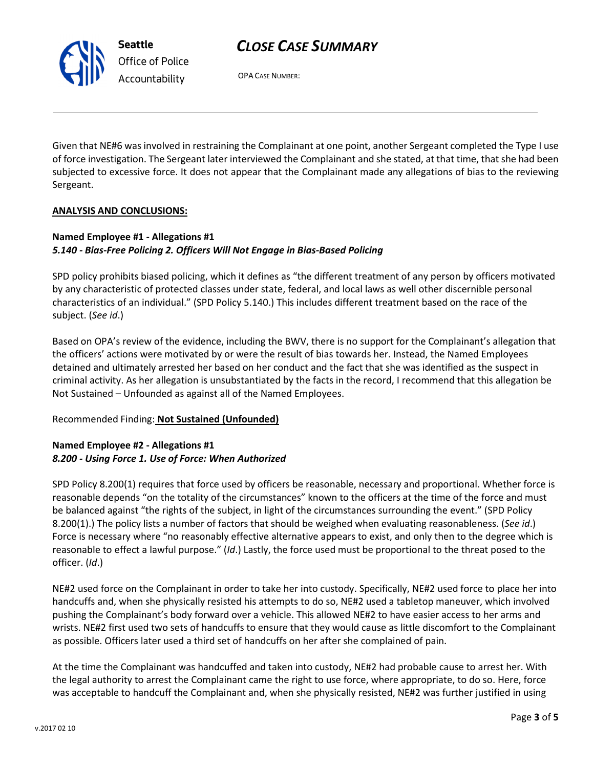Given that NE#6 was involved in restraining the Complainant at one point, another Sergeant completed the Type I use of force investigation. The Sergeant later interviewed the Complainant and she stated, at that time, that she had been subjected to excessive force. It does not appear that the Complainant made any allegations of bias to the reviewing Sergeant.

**ANALYSIS AND CONCLUSIONS:**

**Named Employee #1 - Allegations #1**
***5.140 - Bias-Free Policing 2. Officers Will Not Engage in Bias-Based Policing***

SPD policy prohibits biased policing, which it defines as "the different treatment of any person by officers motivated by any characteristic of protected classes under state, federal, and local laws as well other discernible personal characteristics of an individual." (SPD Policy 5.140.) This includes different treatment based on the race of the subject. (*See id*.)

Based on OPA's review of the evidence, including the BWV, there is no support for the Complainant's allegation that the officers' actions were motivated by or were the result of bias towards her. Instead, the Named Employees detained and ultimately arrested her based on her conduct and the fact that she was identified as the suspect in criminal activity. As her allegation is unsubstantiated by the facts in the record, I recommend that this allegation be Not Sustained – Unfounded as against all of the Named Employees.

Recommended Finding: **Not Sustained (Unfounded)**

**Named Employee #2 - Allegations #1**
***8.200 - Using Force 1. Use of Force: When Authorized***

SPD Policy 8.200(1) requires that force used by officers be reasonable, necessary and proportional. Whether force is reasonable depends "on the totality of the circumstances" known to the officers at the time of the force and must be balanced against "the rights of the subject, in light of the circumstances surrounding the event." (SPD Policy 8.200(1).) The policy lists a number of factors that should be weighed when evaluating reasonableness. (*See id*.) Force is necessary where "no reasonably effective alternative appears to exist, and only then to the degree which is reasonable to effect a lawful purpose." (*Id*.) Lastly, the force used must be proportional to the threat posed to the officer. (*Id*.)

NE#2 used force on the Complainant in order to take her into custody. Specifically, NE#2 used force to place her into handcuffs and, when she physically resisted his attempts to do so, NE#2 used a tabletop maneuver, which involved pushing the Complainant's body forward over a vehicle. This allowed NE#2 to have easier access to her arms and wrists. NE#2 first used two sets of handcuffs to ensure that they would cause as little discomfort to the Complainant as possible. Officers later used a third set of handcuffs on her after she complained of pain.

At the time the Complainant was handcuffed and taken into custody, NE#2 had probable cause to arrest her. With the legal authority to arrest the Complainant came the right to use force, where appropriate, to do so. Here, force was acceptable to handcuff the Complainant and, when she physically resisted, NE#2 was further justified in using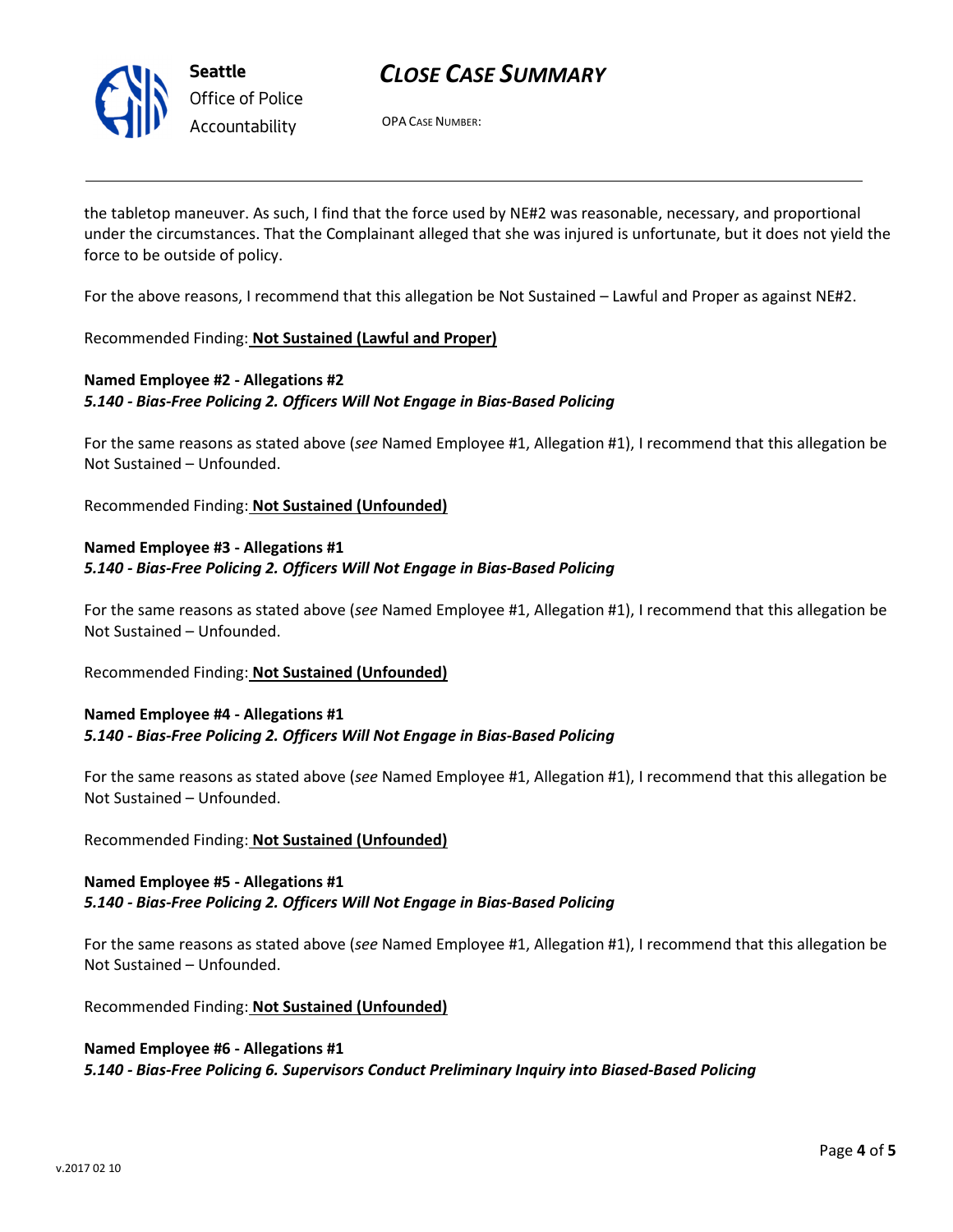the tabletop maneuver. As such, I find that the force used by NE#2 was reasonable, necessary, and proportional under the circumstances. That the Complainant alleged that she was injured is unfortunate, but it does not yield the force to be outside of policy.

For the above reasons, I recommend that this allegation be Not Sustained – Lawful and Proper as against NE#2.

Recommended Finding: **Not Sustained (Lawful and Proper)**

**Named Employee #2 - Allegations #2**
***5.140 - Bias-Free Policing 2. Officers Will Not Engage in Bias-Based Policing***

For the same reasons as stated above (*see* Named Employee #1, Allegation #1), I recommend that this allegation be Not Sustained – Unfounded.

Recommended Finding: **Not Sustained (Unfounded)**

**Named Employee #3 - Allegations #1**
***5.140 - Bias-Free Policing 2. Officers Will Not Engage in Bias-Based Policing***

For the same reasons as stated above (*see* Named Employee #1, Allegation #1), I recommend that this allegation be Not Sustained – Unfounded.

Recommended Finding: **Not Sustained (Unfounded)**

**Named Employee #4 - Allegations #1**
***5.140 - Bias-Free Policing 2. Officers Will Not Engage in Bias-Based Policing***

For the same reasons as stated above (*see* Named Employee #1, Allegation #1), I recommend that this allegation be Not Sustained – Unfounded.

Recommended Finding: **Not Sustained (Unfounded)**

**Named Employee #5 - Allegations #1**
***5.140 - Bias-Free Policing 2. Officers Will Not Engage in Bias-Based Policing***

For the same reasons as stated above (*see* Named Employee #1, Allegation #1), I recommend that this allegation be Not Sustained – Unfounded.

Recommended Finding: **Not Sustained (Unfounded)**

**Named Employee #6 - Allegations #1**
***5.140 - Bias-Free Policing 6. Supervisors Conduct Preliminary Inquiry into Biased-Based Policing***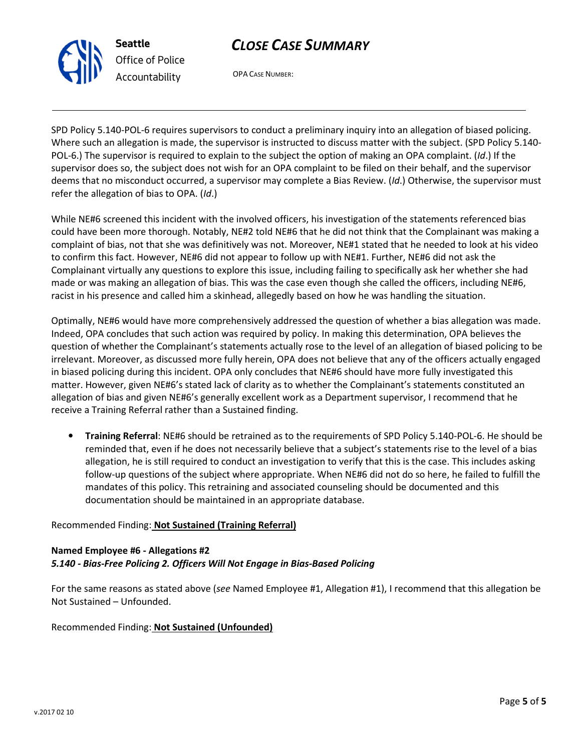SPD Policy 5.140-POL-6 requires supervisors to conduct a preliminary inquiry into an allegation of biased policing. Where such an allegation is made, the supervisor is instructed to discuss matter with the subject. (SPD Policy 5.140-POL-6.) The supervisor is required to explain to the subject the option of making an OPA complaint. (*Id*.) If the supervisor does so, the subject does not wish for an OPA complaint to be filed on their behalf, and the supervisor deems that no misconduct occurred, a supervisor may complete a Bias Review. (*Id*.) Otherwise, the supervisor must refer the allegation of bias to OPA. (*Id*.)

While NE#6 screened this incident with the involved officers, his investigation of the statements referenced bias could have been more thorough. Notably, NE#2 told NE#6 that he did not think that the Complainant was making a complaint of bias, not that she was definitively was not. Moreover, NE#1 stated that he needed to look at his video to confirm this fact. However, NE#6 did not appear to follow up with NE#1. Further, NE#6 did not ask the Complainant virtually any questions to explore this issue, including failing to specifically ask her whether she had made or was making an allegation of bias. This was the case even though she called the officers, including NE#6, racist in his presence and called him a skinhead, allegedly based on how he was handling the situation.

Optimally, NE#6 would have more comprehensively addressed the question of whether a bias allegation was made. Indeed, OPA concludes that such action was required by policy. In making this determination, OPA believes the question of whether the Complainant's statements actually rose to the level of an allegation of biased policing to be irrelevant. Moreover, as discussed more fully herein, OPA does not believe that any of the officers actually engaged in biased policing during this incident. OPA only concludes that NE#6 should have more fully investigated this matter. However, given NE#6's stated lack of clarity as to whether the Complainant's statements constituted an allegation of bias and given NE#6's generally excellent work as a Department supervisor, I recommend that he receive a Training Referral rather than a Sustained finding.

- **Training Referral**: NE#6 should be retrained as to the requirements of SPD Policy 5.140-POL-6. He should be reminded that, even if he does not necessarily believe that a subject's statements rise to the level of a bias allegation, he is still required to conduct an investigation to verify that this is the case. This includes asking follow-up questions of the subject where appropriate. When NE#6 did not do so here, he failed to fulfill the mandates of this policy. This retraining and associated counseling should be documented and this documentation should be maintained in an appropriate database.

Recommended Finding: **Not Sustained (Training Referral)**

**Named Employee #6 - Allegations #2**
***5.140 - Bias-Free Policing 2. Officers Will Not Engage in Bias-Based Policing***

For the same reasons as stated above (*see* Named Employee #1, Allegation #1), I recommend that this allegation be Not Sustained – Unfounded.

Recommended Finding: **Not Sustained (Unfounded)**